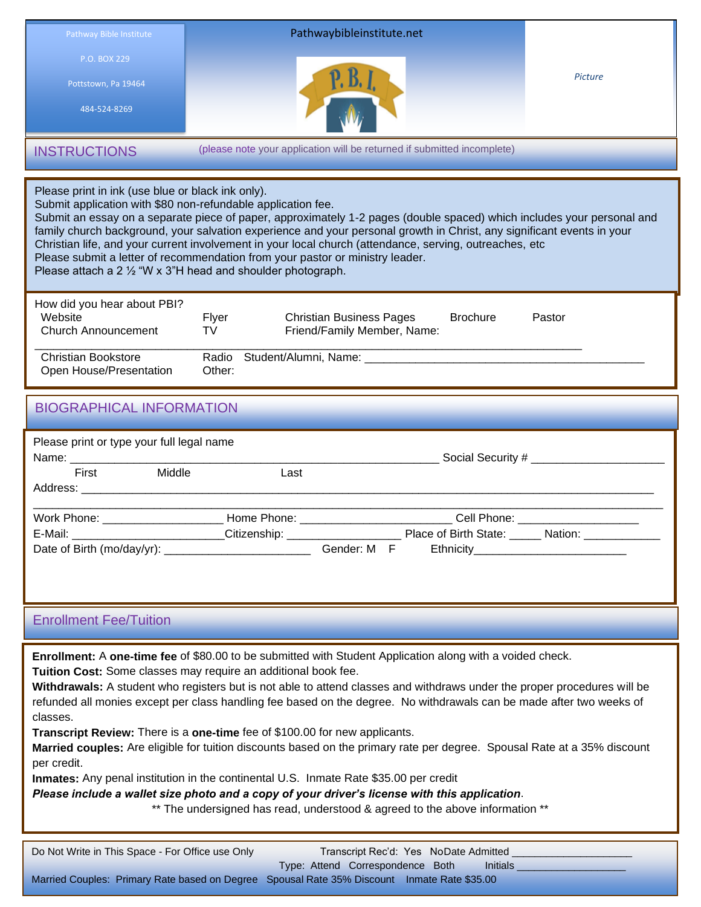Pathway Bible Institute

P.O. BOX 229

Pottstown, Pa 19464

484-524-8269

Pathwaybibleinstitute.net

P.B.I.

*Picture*

## INSTRUCTIONS

(please note your application will be returned if submitted incomplete)

Please print in ink (use blue or black ink only).
Submit application with $80 non-refundable application fee.
Submit an essay on a separate piece of paper, approximately 1-2 pages (double spaced) which includes your personal and family church background, your salvation experience and your personal growth in Christ, any significant events in your Christian life, and your current involvement in your local church (attendance, serving, outreaches, etc
Please submit a letter of recommendation from your pastor or ministry leader.
Please attach a 2 ½ "W x 3"H head and shoulder photograph.

How did you hear about PBI?

Website    Flyer    Christian Business Pages    Brochure    Pastor
Church Announcement    TV    Friend/Family Member, Name: ____________________________________________
Christian Bookstore    Radio    Student/Alumni, Name: ____________________________________________
Open House/Presentation    Other:

## BIOGRAPHICAL INFORMATION

Please print or type your full legal name

Name: ____________________________________________ Social Security # ____________________
First    Middle    Last

Address: ____________________________________________________________________________
____________________________________________________________________________

Work Phone: __________________ Home Phone: ______________________ Cell Phone: __________________

E-Mail: ______________________ Citizenship: _________________ Place of Birth State: _____ Nation: ___________

Date of Birth (mo/day/yr): ______________________ Gender: M F Ethnicity______________________

## Enrollment Fee/Tuition

**Enrollment:** A **one-time fee** of $80.00 to be submitted with Student Application along with a voided check.
**Tuition Cost:** Some classes may require an additional book fee.
**Withdrawals:** A student who registers but is not able to attend classes and withdraws under the proper procedures will be refunded all monies except per class handling fee based on the degree. No withdrawals can be made after two weeks of classes.
**Transcript Review:** There is a **one-time** fee of $100.00 for new applicants.
**Married couples:** Are eligible for tuition discounts based on the primary rate per degree. Spousal Rate at a 35% discount per credit.
**Inmates:** Any penal institution in the continental U.S. Inmate Rate $35.00 per credit
***Please include a wallet size photo and a copy of your driver's license with this application***.

** The undersigned has read, understood & agreed to the above information **

Do Not Write in This Space - For Office use Only    Transcript Rec'd: Yes No    Date Admitted ____________________
Type: Attend Correspondence Both    Initials ___________________
Married Couples: Primary Rate based on Degree    Spousal Rate 35% Discount    Inmate Rate $35.00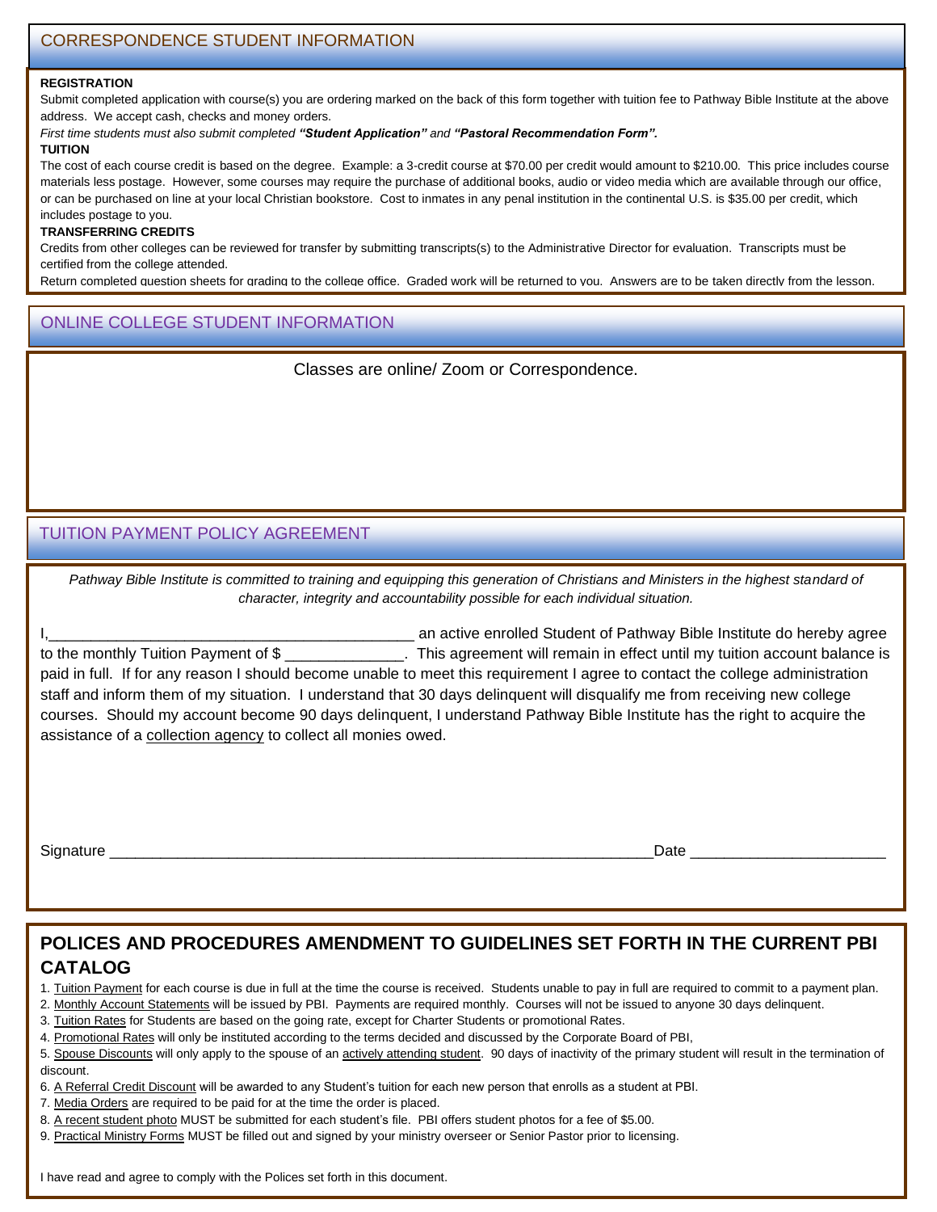## CORRESPONDENCE STUDENT INFORMATION

**REGISTRATION**

Submit completed application with course(s) you are ordering marked on the back of this form together with tuition fee to Pathway Bible Institute at the above address. We accept cash, checks and money orders.

*First time students must also submit completed **"Student Application"** and **"Pastoral Recommendation Form".***

**TUITION**

The cost of each course credit is based on the degree. Example: a 3-credit course at $70.00 per credit would amount to $210.00. This price includes course materials less postage. However, some courses may require the purchase of additional books, audio or video media which are available through our office, or can be purchased on line at your local Christian bookstore. Cost to inmates in any penal institution in the continental U.S. is $35.00 per credit, which includes postage to you.

**TRANSFERRING CREDITS**

Credits from other colleges can be reviewed for transfer by submitting transcripts(s) to the Administrative Director for evaluation. Transcripts must be certified from the college attended.

Return completed question sheets for grading to the college office. Graded work will be returned to you. Answers are to be taken directly from the lesson.

## ONLINE COLLEGE STUDENT INFORMATION

Classes are online/ Zoom or Correspondence.

## TUITION PAYMENT POLICY AGREEMENT

*Pathway Bible Institute is committed to training and equipping this generation of Christians and Ministers in the highest standard of character, integrity and accountability possible for each individual situation.*

I,__________________________________________ an active enrolled Student of Pathway Bible Institute do hereby agree to the monthly Tuition Payment of $ _____________. This agreement will remain in effect until my tuition account balance is paid in full. If for any reason I should become unable to meet this requirement I agree to contact the college administration staff and inform them of my situation. I understand that 30 days delinquent will disqualify me from receiving new college courses. Should my account become 90 days delinquent, I understand Pathway Bible Institute has the right to acquire the assistance of a collection agency to collect all monies owed.

Signature _______________________________________________________________Date _____________________

## POLICES AND PROCEDURES AMENDMENT TO GUIDELINES SET FORTH IN THE CURRENT PBI CATALOG

1. Tuition Payment for each course is due in full at the time the course is received. Students unable to pay in full are required to commit to a payment plan.
2. Monthly Account Statements will be issued by PBI. Payments are required monthly. Courses will not be issued to anyone 30 days delinquent.
3. Tuition Rates for Students are based on the going rate, except for Charter Students or promotional Rates.
4. Promotional Rates will only be instituted according to the terms decided and discussed by the Corporate Board of PBI,
5. Spouse Discounts will only apply to the spouse of an actively attending student. 90 days of inactivity of the primary student will result in the termination of discount.
6. A Referral Credit Discount will be awarded to any Student's tuition for each new person that enrolls as a student at PBI.
7. Media Orders are required to be paid for at the time the order is placed.
8. A recent student photo MUST be submitted for each student's file. PBI offers student photos for a fee of $5.00.
9. Practical Ministry Forms MUST be filled out and signed by your ministry overseer or Senior Pastor prior to licensing.

I have read and agree to comply with the Polices set forth in this document.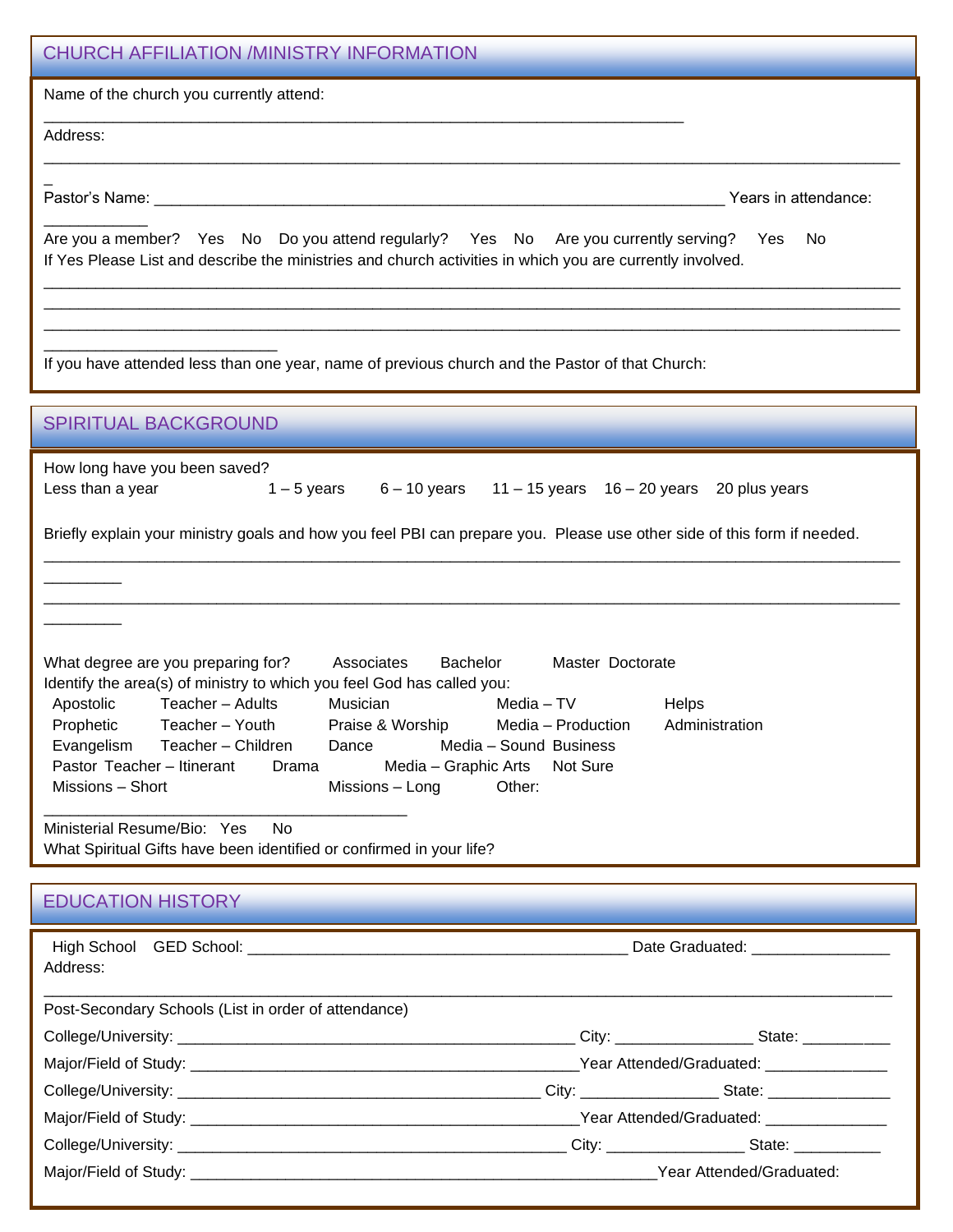## CHURCH AFFILIATION /MINISTRY INFORMATION

Name of the church you currently attend: ___________________________________________________________________________

Address: ____________________________________________________________________________________________________

Pastor's Name: ___________________________________________________________________ Years in attendance: ____________

Are you a member? Yes No Do you attend regularly? Yes No Are you currently serving? Yes No

If Yes Please List and describe the ministries and church activities in which you are currently involved.

____________________________________________________________________________________________________

____________________________________________________________________________________________________

____________________________________________________________________________________________________

If you have attended less than one year, name of previous church and the Pastor of that Church:

## SPIRITUAL BACKGROUND

How long have you been saved?

Less than a year 1 – 5 years 6 – 10 years 11 – 15 years 16 – 20 years 20 plus years

Briefly explain your ministry goals and how you feel PBI can prepare you. Please use other side of this form if needed.

____________________________________________________________________________________________________

____________________________________________________________________________________________________

What degree are you preparing for? Associates Bachelor Master Doctorate

Identify the area(s) of ministry to which you feel God has called you:

Apostolic Teacher – Adults Musician Media – TV Helps

Prophetic Teacher – Youth Praise & Worship Media – Production Administration

Evangelism Teacher – Children Dance Media – Sound Business

Pastor Teacher – Itinerant Drama Media – Graphic Arts Not Sure

Missions – Short Missions – Long Other: ___________________________________________

Ministerial Resume/Bio: Yes No

What Spiritual Gifts have been identified or confirmed in your life?

## EDUCATION HISTORY

High School GED School: ____________________________________________ Date Graduated: ________________

Address: ____________________________________________________________________________________________________

Post-Secondary Schools (List in order of attendance)

College/University: _______________________________________________ City: ________________ State: __________

Major/Field of Study: _____________________________________________Year Attended/Graduated: ______________

College/University: ___________________________________________ City: ________________ State: ______________

Major/Field of Study: _____________________________________________Year Attended/Graduated: ______________

College/University: ______________________________________________ City: ________________ State: __________

Major/Field of Study: ______________________________________________________Year Attended/Graduated: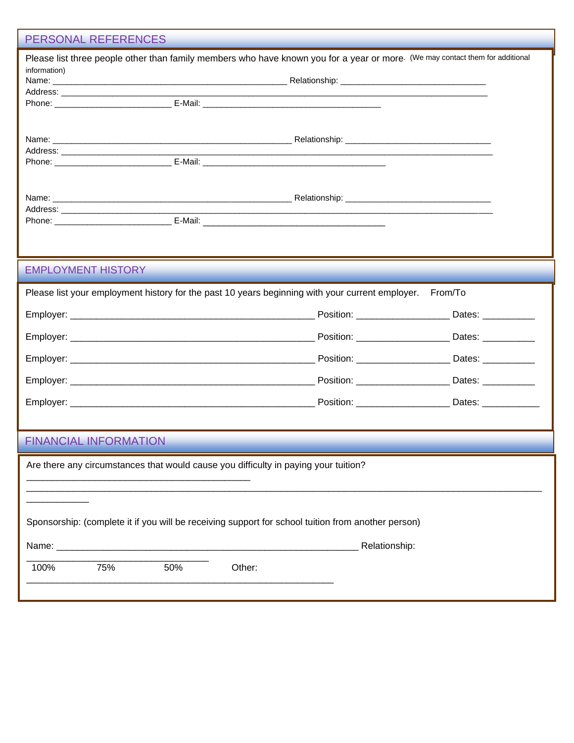## PERSONAL REFERENCES

Please list three people other than family members who have known you for a year or more. (We may contact them for additional information)

Name: ________________________________________________ Relationship: ______________________________
Address: _________________________________________________________________________________________
Phone: ________________________ E-Mail: ____________________________________

Name: ________________________________________________ Relationship: ______________________________
Address: _________________________________________________________________________________________
Phone: ________________________ E-Mail: _____________________________________

Name: ________________________________________________ Relationship: ______________________________
Address: _________________________________________________________________________________________
Phone: ________________________ E-Mail: _____________________________________

## EMPLOYMENT HISTORY

Please list your employment history for the past 10 years beginning with your current employer. From/To

Employer: __________________________________________________ Position: ___________________ Dates: __________

Employer: __________________________________________________ Position: ___________________ Dates: __________

Employer: __________________________________________________ Position: ___________________ Dates: __________

Employer: __________________________________________________ Position: ___________________ Dates: __________

Employer: __________________________________________________ Position: ___________________ Dates: ___________

## FINANCIAL INFORMATION

Are there any circumstances that would cause you difficulty in paying your tuition?
______________________________________________
_____________________________________________________________________________________________________________
____________

Sponsorship: (complete it if you will be receiving support for school tuition from another person)

Name: ______________________________________________________________ Relationship:
_____________________________________
100% 75% 50% Other:
_______________________________________________________________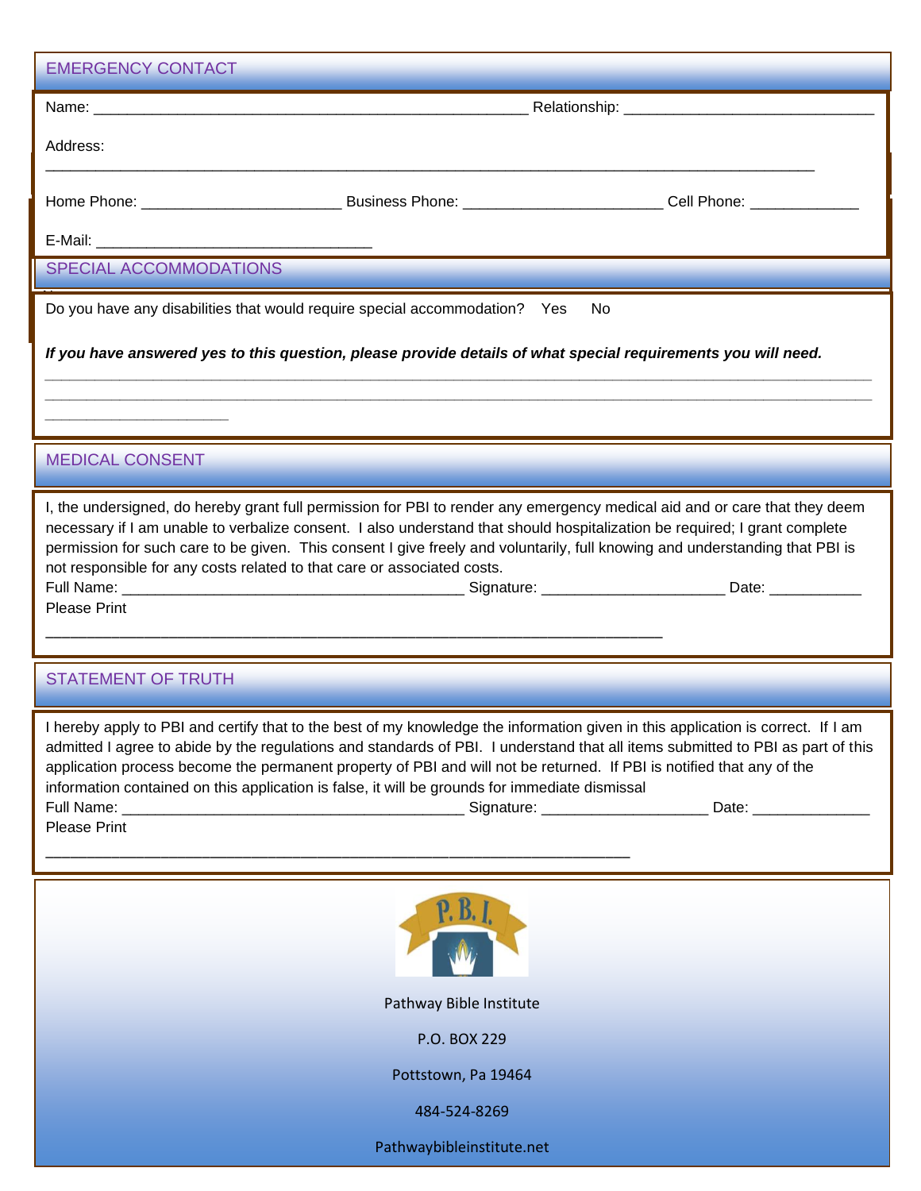## EMERGENCY CONTACT

Name: ______________________________________________________ Relationship: _______________________________

Address:

_______________________________________________________________________________________________

Home Phone: _________________________ Business Phone: ________________________ Cell Phone: _____________

E-Mail: __________________________________

## SPECIAL ACCOMMODATIONS

Do you have any disabilities that would require special accommodation? Yes No

***If you have answered yes to this question, please provide details of what special requirements you will need.***

_______________________________________________________________________________________________

_______________________________________________________________________________________________

_______________________

## MEDICAL CONSENT

I, the undersigned, do hereby grant full permission for PBI to render any emergency medical aid and or care that they deem necessary if I am unable to verbalize consent. I also understand that should hospitalization be required; I grant complete permission for such care to be given. This consent I give freely and voluntarily, full knowing and understanding that PBI is not responsible for any costs related to that care or associated costs.

Full Name: __________________________________________ Signature: ______________________ Date: ___________

Please Print

_____________________________________________________________________________

## STATEMENT OF TRUTH

I hereby apply to PBI and certify that to the best of my knowledge the information given in this application is correct. If I am admitted I agree to abide by the regulations and standards of PBI. I understand that all items submitted to PBI as part of this application process become the permanent property of PBI and will not be returned. If PBI is notified that any of the information contained on this application is false, it will be grounds for immediate dismissal

Full Name: __________________________________________ Signature: ____________________ Date: ______________

Please Print

_________________________________________________________________________

P.B.I.

Pathway Bible Institute

P.O. BOX 229

Pottstown, Pa 19464

484-524-8269

Pathwaybibleinstitute.net